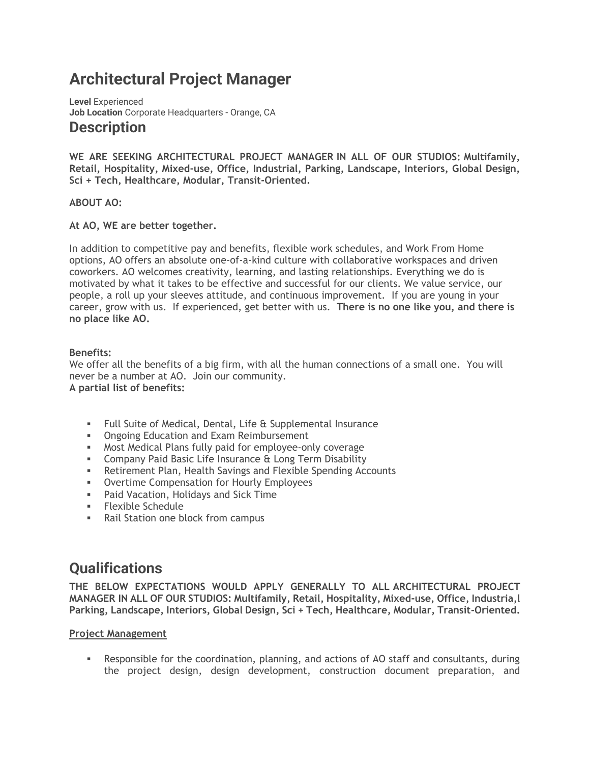# Architectural Project Manager

**Level** Experienced
**Job Location** Corporate Headquarters - Orange, CA

## Description

**WE ARE SEEKING ARCHITECTURAL PROJECT MANAGER IN ALL OF OUR STUDIOS: Multifamily, Retail, Hospitality, Mixed-use, Office, Industrial, Parking, Landscape, Interiors, Global Design, Sci + Tech, Healthcare, Modular, Transit-Oriented.**

**ABOUT AO:**

**At AO, WE are better together.**

In addition to competitive pay and benefits, flexible work schedules, and Work From Home options, AO offers an absolute one-of-a-kind culture with collaborative workspaces and driven coworkers. AO welcomes creativity, learning, and lasting relationships. Everything we do is motivated by what it takes to be effective and successful for our clients. We value service, our people, a roll up your sleeves attitude, and continuous improvement. If you are young in your career, grow with us. If experienced, get better with us. **There is no one like you, and there is no place like AO.**

**Benefits:**
We offer all the benefits of a big firm, with all the human connections of a small one. You will never be a number at AO. Join our community.
**A partial list of benefits:**

- Full Suite of Medical, Dental, Life & Supplemental Insurance
- Ongoing Education and Exam Reimbursement
- Most Medical Plans fully paid for employee-only coverage
- Company Paid Basic Life Insurance & Long Term Disability
- Retirement Plan, Health Savings and Flexible Spending Accounts
- Overtime Compensation for Hourly Employees
- Paid Vacation, Holidays and Sick Time
- Flexible Schedule
- Rail Station one block from campus

## Qualifications

**THE BELOW EXPECTATIONS WOULD APPLY GENERALLY TO ALL ARCHITECTURAL PROJECT MANAGER IN ALL OF OUR STUDIOS: Multifamily, Retail, Hospitality, Mixed-use, Office, Industria,l Parking, Landscape, Interiors, Global Design, Sci + Tech, Healthcare, Modular, Transit-Oriented.**

**Project Management**

- Responsible for the coordination, planning, and actions of AO staff and consultants, during the project design, design development, construction document preparation, and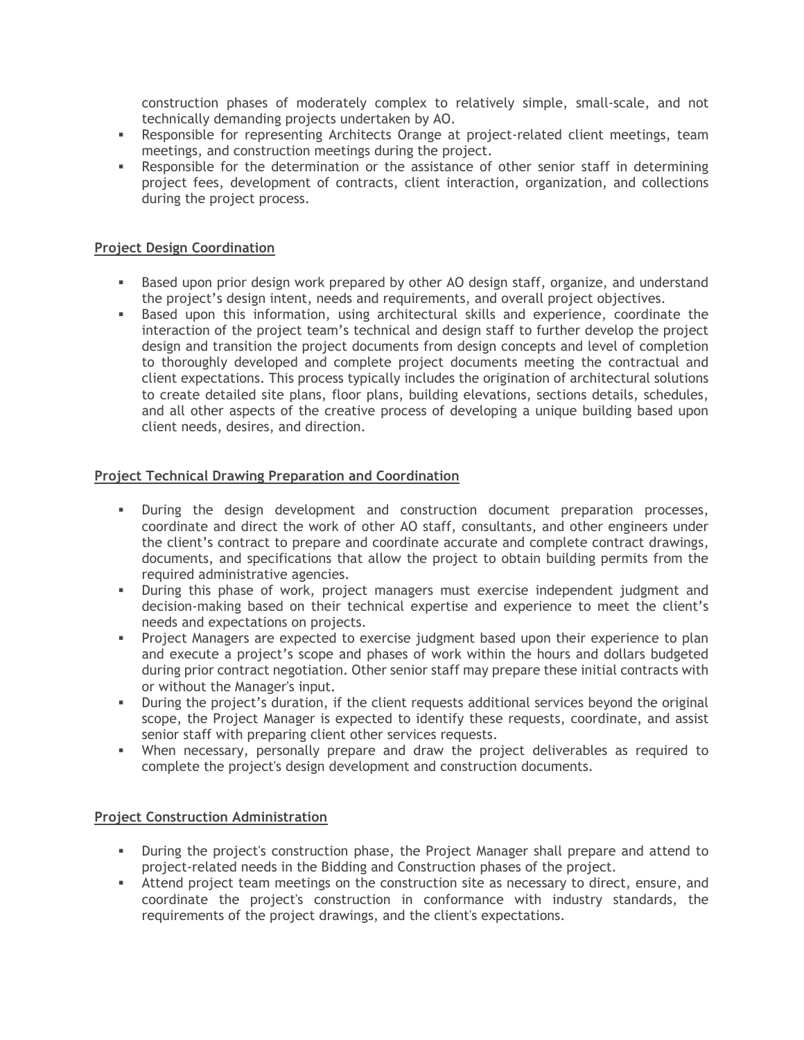construction phases of moderately complex to relatively simple, small-scale, and not technically demanding projects undertaken by AO.

- Responsible for representing Architects Orange at project-related client meetings, team meetings, and construction meetings during the project.
- Responsible for the determination or the assistance of other senior staff in determining project fees, development of contracts, client interaction, organization, and collections during the project process.

**Project Design Coordination**

- Based upon prior design work prepared by other AO design staff, organize, and understand the project's design intent, needs and requirements, and overall project objectives.
- Based upon this information, using architectural skills and experience, coordinate the interaction of the project team's technical and design staff to further develop the project design and transition the project documents from design concepts and level of completion to thoroughly developed and complete project documents meeting the contractual and client expectations. This process typically includes the origination of architectural solutions to create detailed site plans, floor plans, building elevations, sections details, schedules, and all other aspects of the creative process of developing a unique building based upon client needs, desires, and direction.

**Project Technical Drawing Preparation and Coordination**

- During the design development and construction document preparation processes, coordinate and direct the work of other AO staff, consultants, and other engineers under the client's contract to prepare and coordinate accurate and complete contract drawings, documents, and specifications that allow the project to obtain building permits from the required administrative agencies.
- During this phase of work, project managers must exercise independent judgment and decision-making based on their technical expertise and experience to meet the client's needs and expectations on projects.
- Project Managers are expected to exercise judgment based upon their experience to plan and execute a project's scope and phases of work within the hours and dollars budgeted during prior contract negotiation. Other senior staff may prepare these initial contracts with or without the Manager's input.
- During the project's duration, if the client requests additional services beyond the original scope, the Project Manager is expected to identify these requests, coordinate, and assist senior staff with preparing client other services requests.
- When necessary, personally prepare and draw the project deliverables as required to complete the project's design development and construction documents.

**Project Construction Administration**

- During the project's construction phase, the Project Manager shall prepare and attend to project-related needs in the Bidding and Construction phases of the project.
- Attend project team meetings on the construction site as necessary to direct, ensure, and coordinate the project's construction in conformance with industry standards, the requirements of the project drawings, and the client's expectations.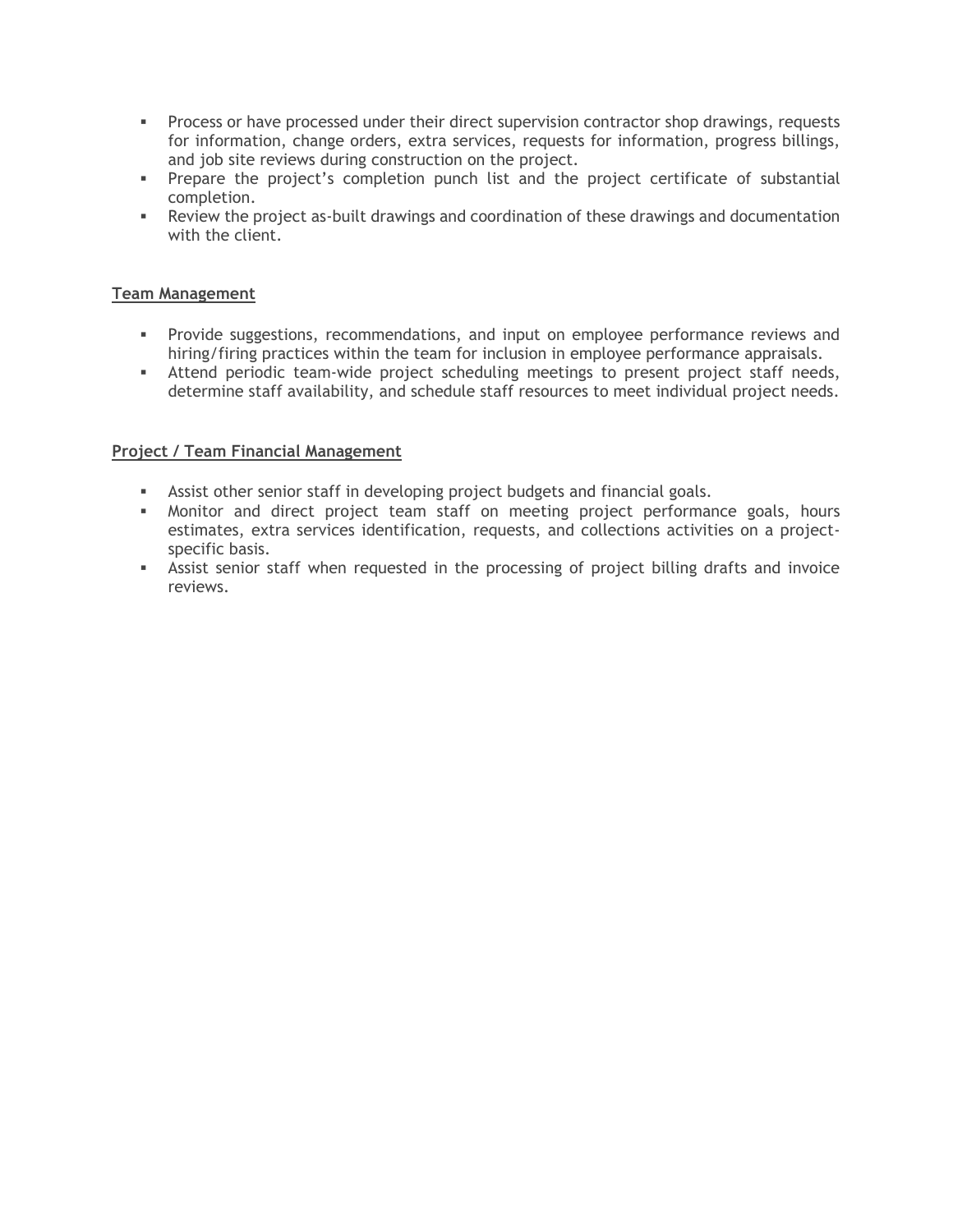- Process or have processed under their direct supervision contractor shop drawings, requests for information, change orders, extra services, requests for information, progress billings, and job site reviews during construction on the project.
- Prepare the project's completion punch list and the project certificate of substantial completion.
- Review the project as-built drawings and coordination of these drawings and documentation with the client.

**Team Management**

- Provide suggestions, recommendations, and input on employee performance reviews and hiring/firing practices within the team for inclusion in employee performance appraisals.
- Attend periodic team-wide project scheduling meetings to present project staff needs, determine staff availability, and schedule staff resources to meet individual project needs.

**Project / Team Financial Management**

- Assist other senior staff in developing project budgets and financial goals.
- Monitor and direct project team staff on meeting project performance goals, hours estimates, extra services identification, requests, and collections activities on a project-specific basis.
- Assist senior staff when requested in the processing of project billing drafts and invoice reviews.